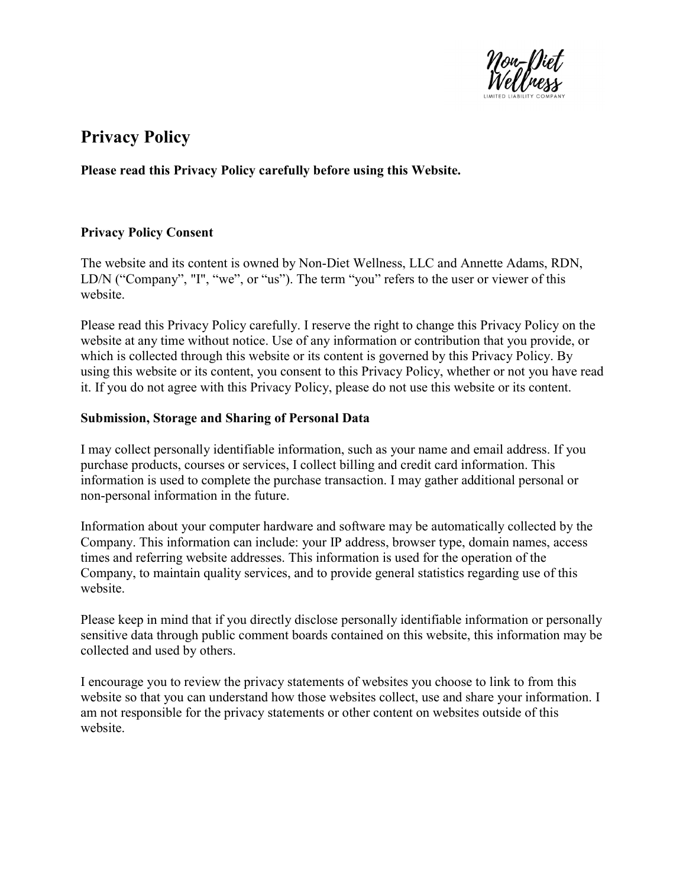# Privacy Policy

**Please read this Privacy Policy carefully before using this Website.**

## Privacy Policy Consent

The website and its content is owned by Non-Diet Wellness, LLC and Annette Adams, RDN, LD/N ("Company", "I", "we", or "us"). The term "you" refers to the user or viewer of this website.

Please read this Privacy Policy carefully. I reserve the right to change this Privacy Policy on the website at any time without notice. Use of any information or contribution that you provide, or which is collected through this website or its content is governed by this Privacy Policy. By using this website or its content, you consent to this Privacy Policy, whether or not you have read it. If you do not agree with this Privacy Policy, please do not use this website or its content.

## Submission, Storage and Sharing of Personal Data

I may collect personally identifiable information, such as your name and email address. If you purchase products, courses or services, I collect billing and credit card information. This information is used to complete the purchase transaction. I may gather additional personal or non-personal information in the future.

Information about your computer hardware and software may be automatically collected by the Company. This information can include: your IP address, browser type, domain names, access times and referring website addresses. This information is used for the operation of the Company, to maintain quality services, and to provide general statistics regarding use of this website.

Please keep in mind that if you directly disclose personally identifiable information or personally sensitive data through public comment boards contained on this website, this information may be collected and used by others.

I encourage you to review the privacy statements of websites you choose to link to from this website so that you can understand how those websites collect, use and share your information. I am not responsible for the privacy statements or other content on websites outside of this website.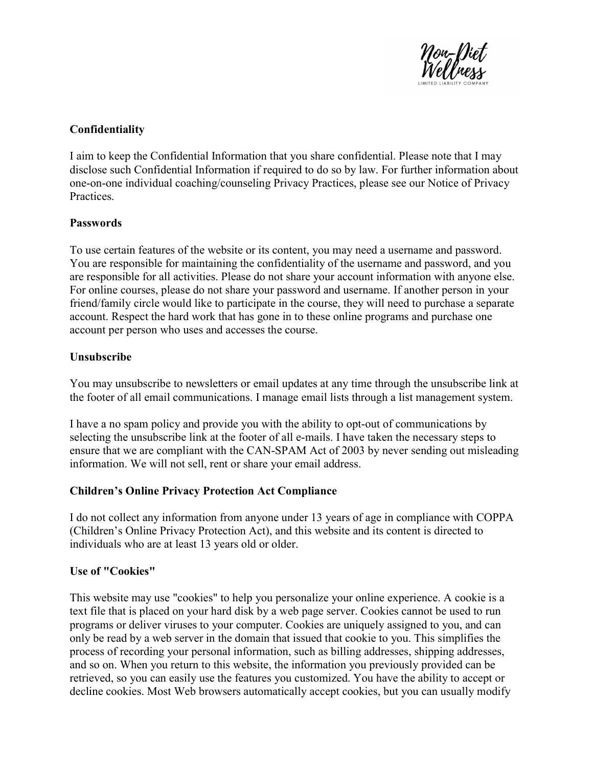**Confidentiality**

I aim to keep the Confidential Information that you share confidential. Please note that I may disclose such Confidential Information if required to do so by law. For further information about one-on-one individual coaching/counseling Privacy Practices, please see our Notice of Privacy Practices.

**Passwords**

To use certain features of the website or its content, you may need a username and password. You are responsible for maintaining the confidentiality of the username and password, and you are responsible for all activities. Please do not share your account information with anyone else. For online courses, please do not share your password and username. If another person in your friend/family circle would like to participate in the course, they will need to purchase a separate account. Respect the hard work that has gone in to these online programs and purchase one account per person who uses and accesses the course.

**Unsubscribe**

You may unsubscribe to newsletters or email updates at any time through the unsubscribe link at the footer of all email communications. I manage email lists through a list management system.

I have a no spam policy and provide you with the ability to opt-out of communications by selecting the unsubscribe link at the footer of all e-mails. I have taken the necessary steps to ensure that we are compliant with the CAN-SPAM Act of 2003 by never sending out misleading information. We will not sell, rent or share your email address.

**Children's Online Privacy Protection Act Compliance**

I do not collect any information from anyone under 13 years of age in compliance with COPPA (Children's Online Privacy Protection Act), and this website and its content is directed to individuals who are at least 13 years old or older.

**Use of "Cookies"**

This website may use "cookies" to help you personalize your online experience. A cookie is a text file that is placed on your hard disk by a web page server. Cookies cannot be used to run programs or deliver viruses to your computer. Cookies are uniquely assigned to you, and can only be read by a web server in the domain that issued that cookie to you. This simplifies the process of recording your personal information, such as billing addresses, shipping addresses, and so on. When you return to this website, the information you previously provided can be retrieved, so you can easily use the features you customized. You have the ability to accept or decline cookies. Most Web browsers automatically accept cookies, but you can usually modify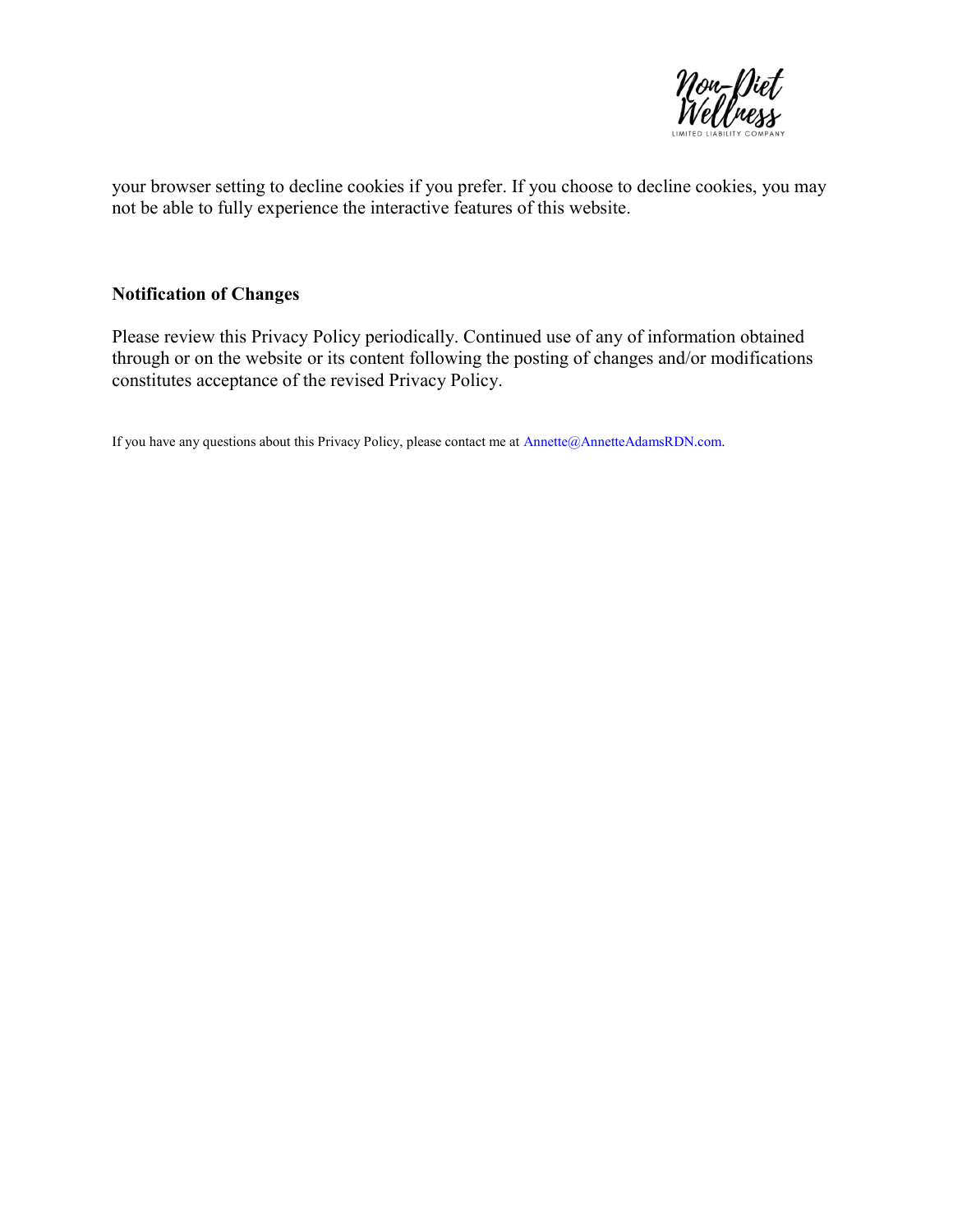your browser setting to decline cookies if you prefer. If you choose to decline cookies, you may not be able to fully experience the interactive features of this website.

**Notification of Changes**

Please review this Privacy Policy periodically. Continued use of any of information obtained through or on the website or its content following the posting of changes and/or modifications constitutes acceptance of the revised Privacy Policy.

If you have any questions about this Privacy Policy, please contact me at Annette@AnnetteAdamsRDN.com.